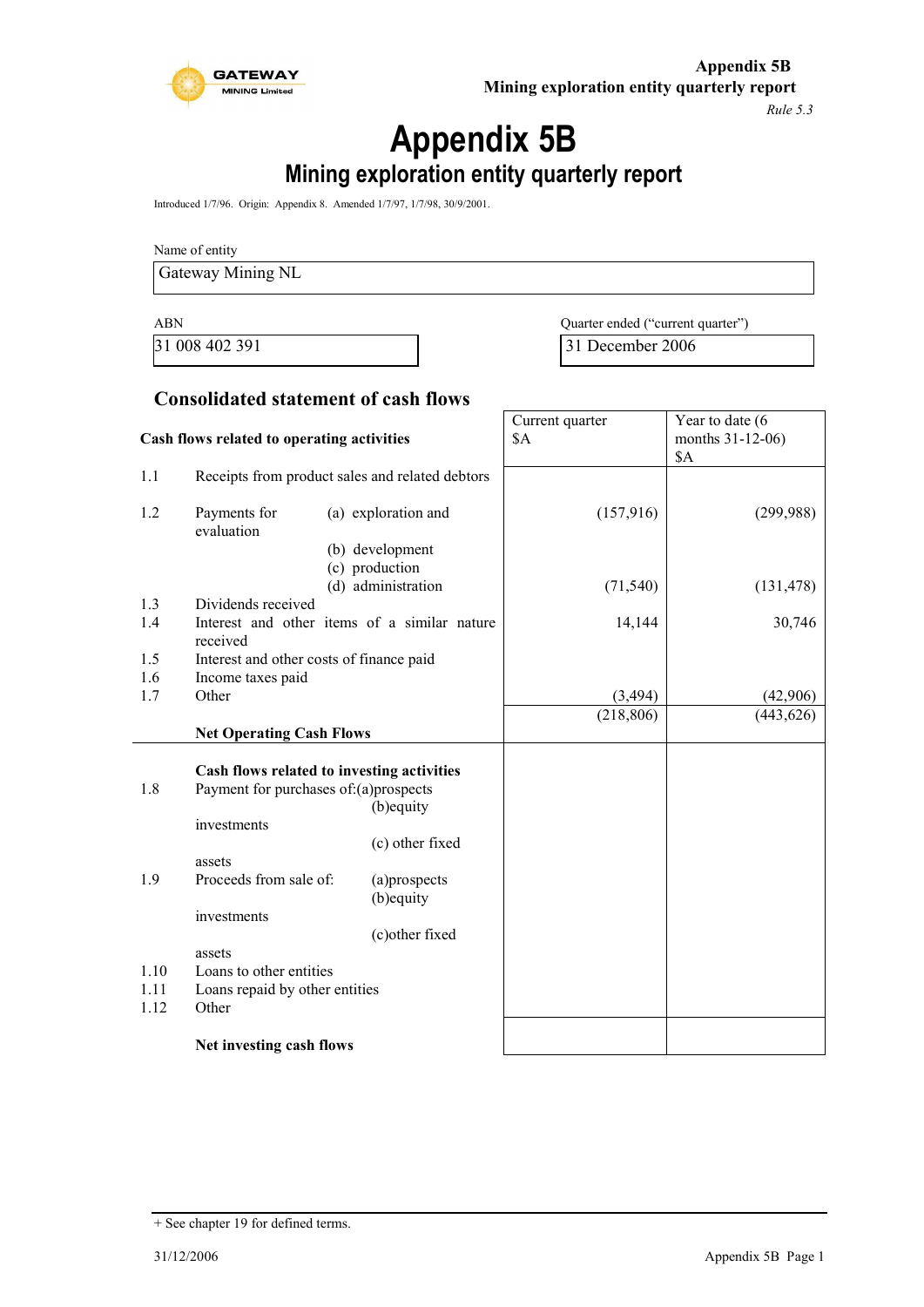# Appendix 5B

## Mining exploration entity quarterly report

*Rule 5.3*

Introduced 1/7/96. Origin: Appendix 8. Amended 1/7/97, 1/7/98, 30/9/2001.

Name of entity

| Gateway Mining NL |
|---|

| ABN | Quarter ended ("current quarter") |
|---|---|
| 31 008 402 391 | 31 December 2006 |

### Consolidated statement of cash flows

| | Cash flows related to operating activities | Current quarter $A | Year to date (6 months 31-12-06) $A |
|---|---|---|---|
| 1.1 | Receipts from product sales and related debtors | | |
| 1.2 | Payments for (a) exploration and evaluation | (157,916) | (299,988) |
| | (b) development | | |
| | (c) production | | |
| | (d) administration | (71,540) | (131,478) |
| 1.3 | Dividends received | | |
| 1.4 | Interest and other items of a similar nature received | 14,144 | 30,746 |
| 1.5 | Interest and other costs of finance paid | | |
| 1.6 | Income taxes paid | | |
| 1.7 | Other | (3,494) | (42,906) |
| | **Net Operating Cash Flows** | (218,806) | (443,626) |
| | **Cash flows related to investing activities** | | |
| 1.8 | Payment for purchases of: (a) prospects | | |
| | (b) equity investments | | |
| | (c) other fixed assets | | |
| 1.9 | Proceeds from sale of: (a) prospects | | |
| | (b) equity investments | | |
| | (c) other fixed assets | | |
| 1.10 | Loans to other entities | | |
| 1.11 | Loans repaid by other entities | | |
| 1.12 | Other | | |
| | **Net investing cash flows** | | |

+ See chapter 19 for defined terms.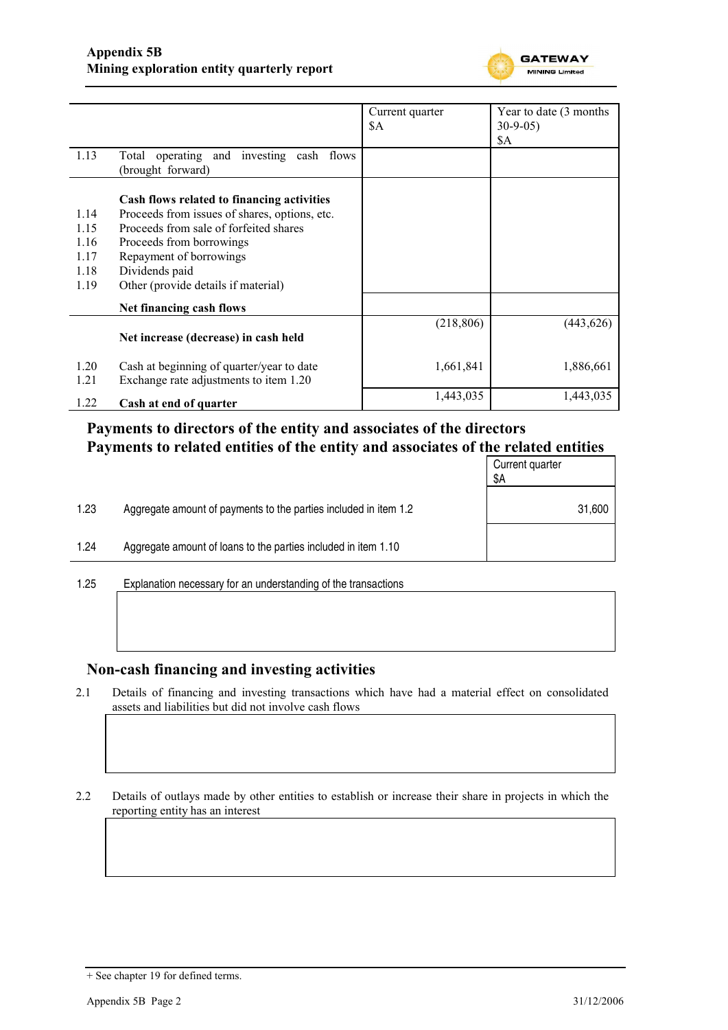| | | Current quarter $A | Year to date (3 months 30-9-05) $A |
|---|---|---|---|
| 1.13 | Total operating and investing cash flows (brought forward) | | |
| | **Cash flows related to financing activities** | | |
| 1.14 | Proceeds from issues of shares, options, etc. | | |
| 1.15 | Proceeds from sale of forfeited shares | | |
| 1.16 | Proceeds from borrowings | | |
| 1.17 | Repayment of borrowings | | |
| 1.18 | Dividends paid | | |
| 1.19 | Other (provide details if material) | | |
| | **Net financing cash flows** | | |
| | **Net increase (decrease) in cash held** | (218,806) | (443,626) |
| 1.20 | Cash at beginning of quarter/year to date | 1,661,841 | 1,886,661 |
| 1.21 | Exchange rate adjustments to item 1.20 | | |
| 1.22 | **Cash at end of quarter** | 1,443,035 | 1,443,035 |

## Payments to directors of the entity and associates of the directors
## Payments to related entities of the entity and associates of the related entities

| | | Current quarter $A |
|---|---|---|
| 1.23 | Aggregate amount of payments to the parties included in item 1.2 | 31,600 |
| 1.24 | Aggregate amount of loans to the parties included in item 1.10 | |

1.25 Explanation necessary for an understanding of the transactions

## Non-cash financing and investing activities

2.1 Details of financing and investing transactions which have had a material effect on consolidated assets and liabilities but did not involve cash flows

2.2 Details of outlays made by other entities to establish or increase their share in projects in which the reporting entity has an interest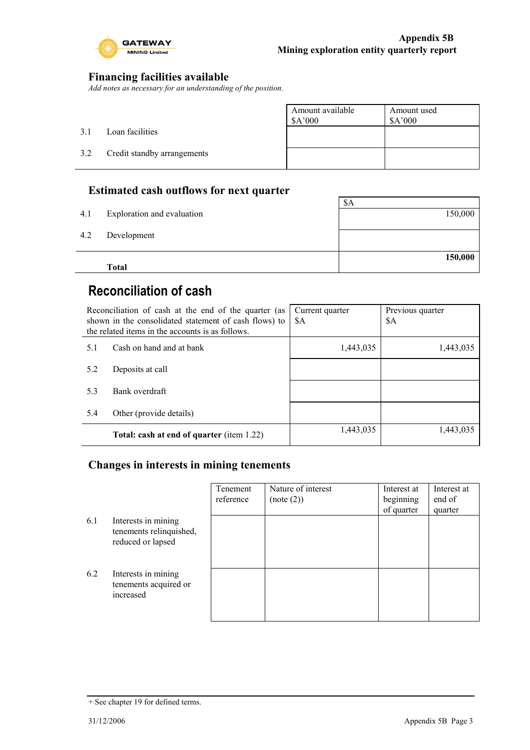## Financing facilities available

*Add notes as necessary for an understanding of the position.*

| | | Amount available $A'000 | Amount used $A'000 |
|---|---|---|---|
| 3.1 | Loan facilities | | |
| 3.2 | Credit standby arrangements | | |

## Estimated cash outflows for next quarter

| | | $A |
|---|---|---|
| 4.1 | Exploration and evaluation | 150,000 |
| 4.2 | Development | |
| | **Total** | **150,000** |

# Reconciliation of cash

| Reconciliation of cash at the end of the quarter (as shown in the consolidated statement of cash flows) to the related items in the accounts is as follows. | | Current quarter $A | Previous quarter $A |
|---|---|---|---|
| 5.1 | Cash on hand and at bank | 1,443,035 | 1,443,035 |
| 5.2 | Deposits at call | | |
| 5.3 | Bank overdraft | | |
| 5.4 | Other (provide details) | | |
| | **Total: cash at end of quarter** (item 1.22) | 1,443,035 | 1,443,035 |

## Changes in interests in mining tenements

| | | Tenement reference | Nature of interest (note (2)) | Interest at beginning of quarter | Interest at end of quarter |
|---|---|---|---|---|---|
| 6.1 | Interests in mining tenements relinquished, reduced or lapsed | | | | |
| 6.2 | Interests in mining tenements acquired or increased | | | | |

+ See chapter 19 for defined terms.

31/12/2006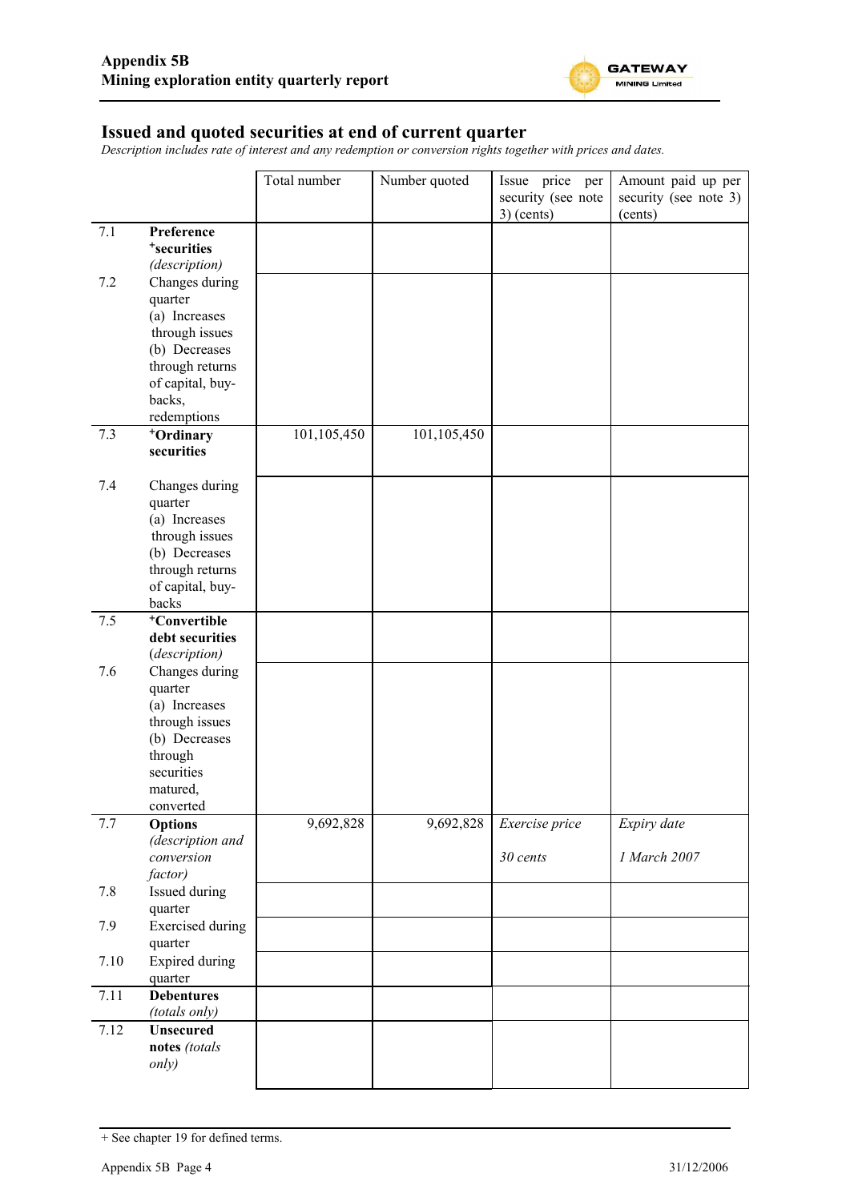## Issued and quoted securities at end of current quarter

*Description includes rate of interest and any redemption or conversion rights together with prices and dates.*

| | | Total number | Number quoted | Issue price per security (see note 3) (cents) | Amount paid up per security (see note 3) (cents) |
|---|---|---|---|---|---|
| 7.1 | **Preference +securities** *(description)* | | | | |
| 7.2 | Changes during quarter (a) Increases through issues (b) Decreases through returns of capital, buy-backs, redemptions | | | | |
| 7.3 | **+Ordinary securities** | 101,105,450 | 101,105,450 | | |
| 7.4 | Changes during quarter (a) Increases through issues (b) Decreases through returns of capital, buy-backs | | | | |
| 7.5 | **+Convertible debt securities** *(description)* | | | | |
| 7.6 | Changes during quarter (a) Increases through issues (b) Decreases through securities matured, converted | | | | |
| 7.7 | **Options** *(description and conversion factor)* | 9,692,828 | 9,692,828 | *Exercise price* <br> *30 cents* | *Expiry date* <br> *1 March 2007* |
| 7.8 | Issued during quarter | | | | |
| 7.9 | Exercised during quarter | | | | |
| 7.10 | Expired during quarter | | | | |
| 7.11 | **Debentures** *(totals only)* | | | | |
| 7.12 | **Unsecured notes** *(totals only)* | | | | |

+ See chapter 19 for defined terms.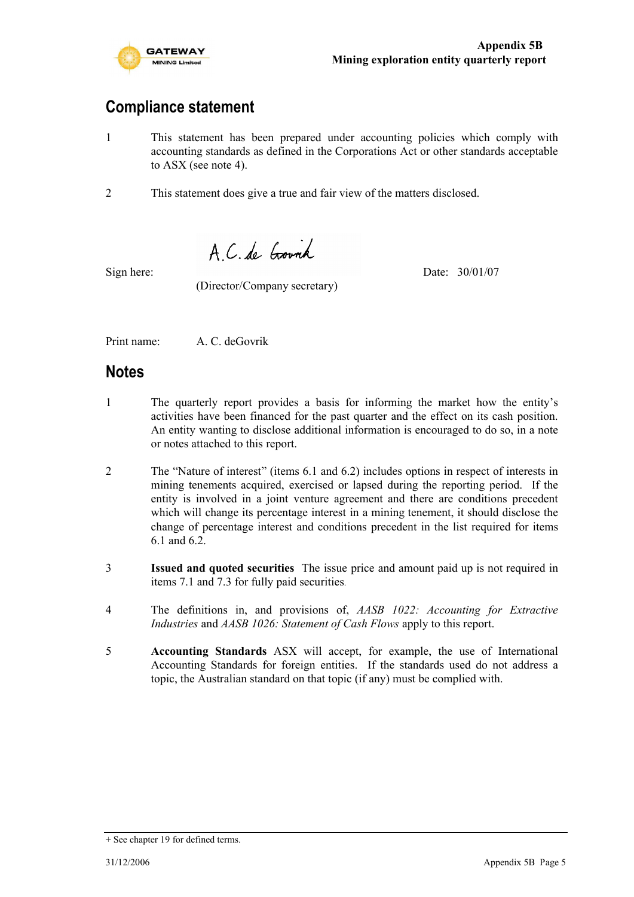## Compliance statement

1 This statement has been prepared under accounting policies which comply with accounting standards as defined in the Corporations Act or other standards acceptable to ASX (see note 4).

2 This statement does give a true and fair view of the matters disclosed.

Sign here: ............................................ Date: 30/01/07
(Director/Company secretary)

Print name: A. C. deGovrik

## Notes

1 The quarterly report provides a basis for informing the market how the entity's activities have been financed for the past quarter and the effect on its cash position. An entity wanting to disclose additional information is encouraged to do so, in a note or notes attached to this report.

2 The "Nature of interest" (items 6.1 and 6.2) includes options in respect of interests in mining tenements acquired, exercised or lapsed during the reporting period. If the entity is involved in a joint venture agreement and there are conditions precedent which will change its percentage interest in a mining tenement, it should disclose the change of percentage interest and conditions precedent in the list required for items 6.1 and 6.2.

3 **Issued and quoted securities** The issue price and amount paid up is not required in items 7.1 and 7.3 for fully paid securities.

4 The definitions in, and provisions of, *AASB 1022: Accounting for Extractive Industries* and *AASB 1026: Statement of Cash Flows* apply to this report.

5 **Accounting Standards** ASX will accept, for example, the use of International Accounting Standards for foreign entities. If the standards used do not address a topic, the Australian standard on that topic (if any) must be complied with.